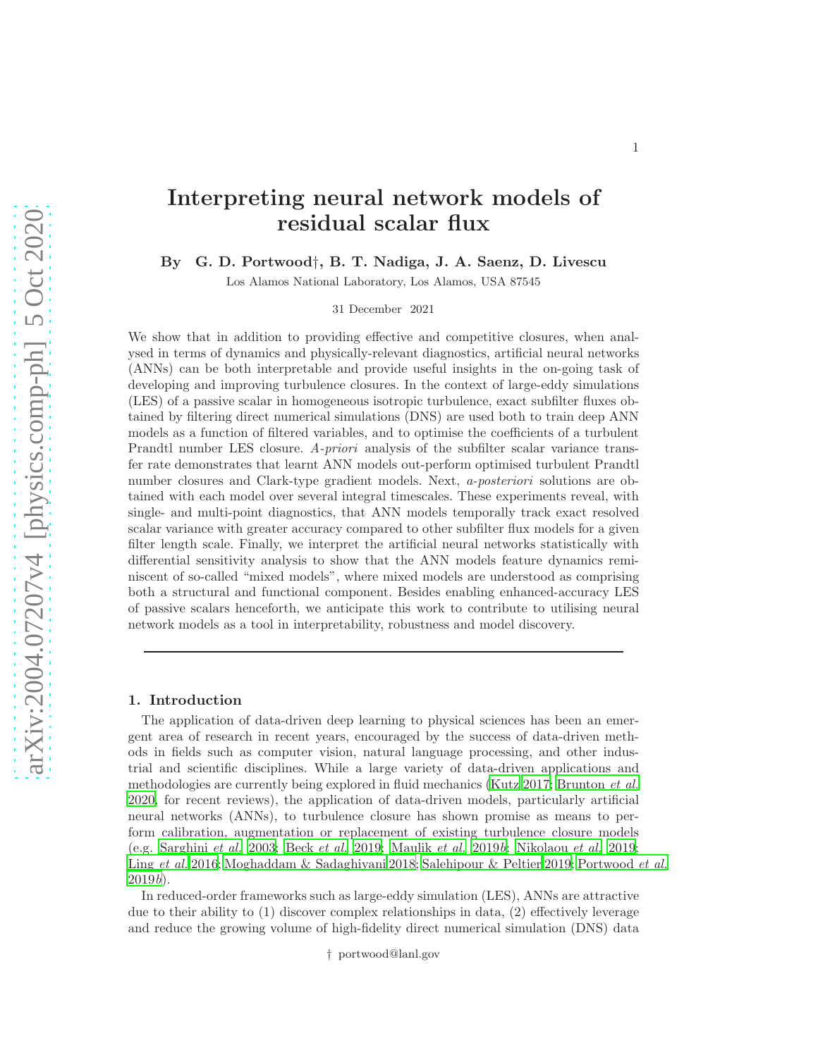# Interpreting neural network models of residual scalar flux

By G. D. Portwood†, B. T. Nadiga, J. A. Saenz, D. Livescu

Los Alamos National Laboratory, Los Alamos, USA 87545

31 December 2021

We show that in addition to providing effective and competitive closures, when analysed in terms of dynamics and physically-relevant diagnostics, artificial neural networks (ANNs) can be both interpretable and provide useful insights in the on-going task of developing and improving turbulence closures. In the context of large-eddy simulations (LES) of a passive scalar in homogeneous isotropic turbulence, exact subfilter fluxes obtained by filtering direct numerical simulations (DNS) are used both to train deep ANN models as a function of filtered variables, and to optimise the coefficients of a turbulent Prandtl number LES closure. *A-priori* analysis of the subfilter scalar variance transfer rate demonstrates that learnt ANN models out-perform optimised turbulent Prandtl number closures and Clark-type gradient models. Next, *a-posteriori* solutions are obtained with each model over several integral timescales. These experiments reveal, with single- and multi-point diagnostics, that ANN models temporally track exact resolved scalar variance with greater accuracy compared to other subfilter flux models for a given filter length scale. Finally, we interpret the artificial neural networks statistically with differential sensitivity analysis to show that the ANN models feature dynamics reminiscent of so-called "mixed models", where mixed models are understood as comprising both a structural and functional component. Besides enabling enhanced-accuracy LES of passive scalars henceforth, we anticipate this work to contribute to utilising neural network models as a tool in interpretability, robustness and model discovery.

---

## 1. Introduction

The application of data-driven deep learning to physical sciences has been an emergent area of research in recent years, encouraged by the success of data-driven methods in fields such as computer vision, natural language processing, and other industrial and scientific disciplines. While a large variety of data-driven applications and methodologies are currently being explored in fluid mechanics (Kutz 2017; Brunton *et al.* 2020, for recent reviews), the application of data-driven models, particularly artificial neural networks (ANNs), to turbulence closure has shown promise as means to perform calibration, augmentation or replacement of existing turbulence closure models (e.g. Sarghini *et al.* 2003; Beck *et al.* 2019; Maulik *et al.* 2019*b*; Nikolaou *et al.* 2019; Ling *et al.* 2016; Moghaddam & Sadaghiyani 2018; Salehipour & Peltier 2019; Portwood *et al.* 2019*b*).

In reduced-order frameworks such as large-eddy simulation (LES), ANNs are attractive due to their ability to (1) discover complex relationships in data, (2) effectively leverage and reduce the growing volume of high-fidelity direct numerical simulation (DNS) data

† portwood@lanl.gov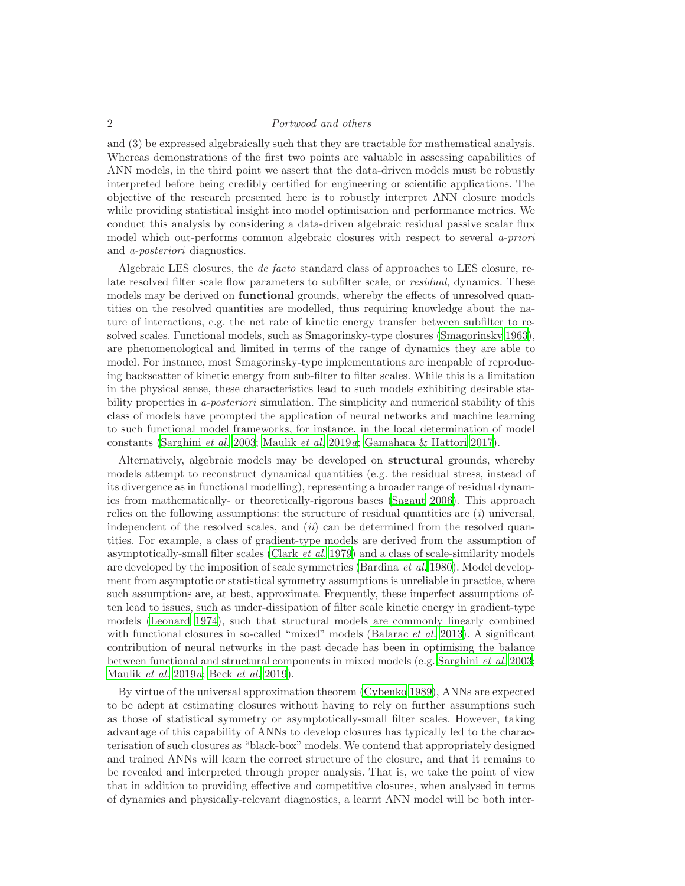and (3) be expressed algebraically such that they are tractable for mathematical analysis. Whereas demonstrations of the first two points are valuable in assessing capabilities of ANN models, in the third point we assert that the data-driven models must be robustly interpreted before being credibly certified for engineering or scientific applications. The objective of the research presented here is to robustly interpret ANN closure models while providing statistical insight into model optimisation and performance metrics. We conduct this analysis by considering a data-driven algebraic residual passive scalar flux model which out-performs common algebraic closures with respect to several *a-priori* and *a-posteriori* diagnostics.

Algebraic LES closures, the *de facto* standard class of approaches to LES closure, relate resolved filter scale flow parameters to subfilter scale, or *residual*, dynamics. These models may be derived on **functional** grounds, whereby the effects of unresolved quantities on the resolved quantities are modelled, thus requiring knowledge about the nature of interactions, e.g. the net rate of kinetic energy transfer between subfilter to resolved scales. Functional models, such as Smagorinsky-type closures (Smagorinsky 1963), are phenomenological and limited in terms of the range of dynamics they are able to model. For instance, most Smagorinsky-type implementations are incapable of reproducing backscatter of kinetic energy from sub-filter to filter scales. While this is a limitation in the physical sense, these characteristics lead to such models exhibiting desirable stability properties in *a-posteriori* simulation. The simplicity and numerical stability of this class of models have prompted the application of neural networks and machine learning to such functional model frameworks, for instance, in the local determination of model constants (Sarghini *et al.* 2003; Maulik *et al.* 2019*a*; Gamahara & Hattori 2017).

Alternatively, algebraic models may be developed on **structural** grounds, whereby models attempt to reconstruct dynamical quantities (e.g. the residual stress, instead of its divergence as in functional modelling), representing a broader range of residual dynamics from mathematically- or theoretically-rigorous bases (Sagaut 2006). This approach relies on the following assumptions: the structure of residual quantities are (*i*) universal, independent of the resolved scales, and (*ii*) can be determined from the resolved quantities. For example, a class of gradient-type models are derived from the assumption of asymptotically-small filter scales (Clark *et al.* 1979) and a class of scale-similarity models are developed by the imposition of scale symmetries (Bardina *et al.* 1980). Model development from asymptotic or statistical symmetry assumptions is unreliable in practice, where such assumptions are, at best, approximate. Frequently, these imperfect assumptions often lead to issues, such as under-dissipation of filter scale kinetic energy in gradient-type models (Leonard 1974), such that structural models are commonly linearly combined with functional closures in so-called "mixed" models (Balarac *et al.* 2013). A significant contribution of neural networks in the past decade has been in optimising the balance between functional and structural components in mixed models (e.g. Sarghini *et al.* 2003; Maulik *et al.* 2019*a*; Beck *et al.* 2019).

By virtue of the universal approximation theorem (Cybenko 1989), ANNs are expected to be adept at estimating closures without having to rely on further assumptions such as those of statistical symmetry or asymptotically-small filter scales. However, taking advantage of this capability of ANNs to develop closures has typically led to the characterisation of such closures as "black-box" models. We contend that appropriately designed and trained ANNs will learn the correct structure of the closure, and that it remains to be revealed and interpreted through proper analysis. That is, we take the point of view that in addition to providing effective and competitive closures, when analysed in terms of dynamics and physically-relevant diagnostics, a learnt ANN model will be both inter-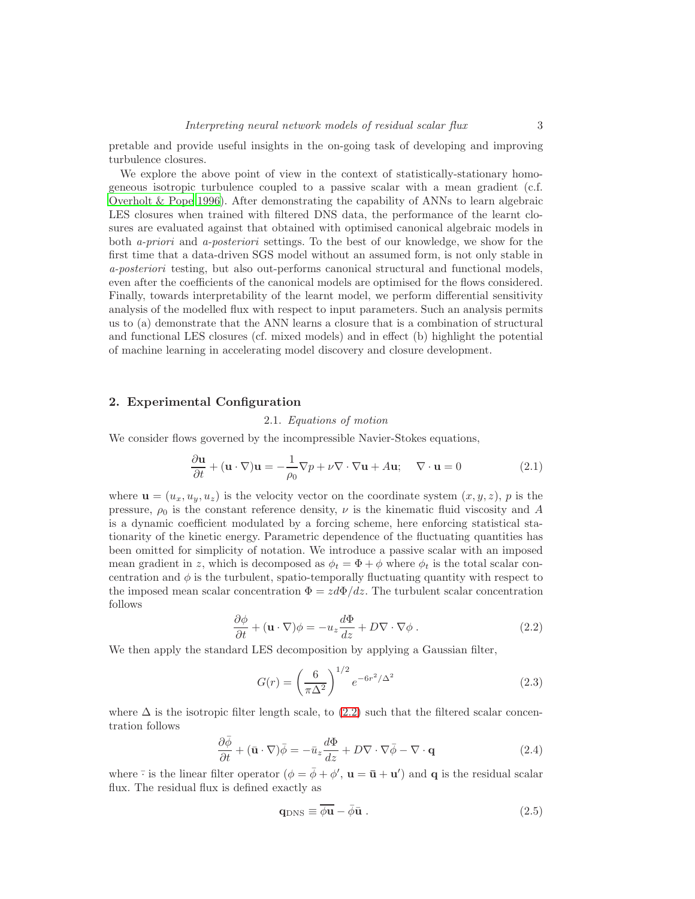pretable and provide useful insights in the on-going task of developing and improving turbulence closures.

We explore the above point of view in the context of statistically-stationary homogeneous isotropic turbulence coupled to a passive scalar with a mean gradient (c.f. Overholt & Pope 1996). After demonstrating the capability of ANNs to learn algebraic LES closures when trained with filtered DNS data, the performance of the learnt closures are evaluated against that obtained with optimised canonical algebraic models in both *a-priori* and *a-posteriori* settings. To the best of our knowledge, we show for the first time that a data-driven SGS model without an assumed form, is not only stable in *a-posteriori* testing, but also out-performs canonical structural and functional models, even after the coefficients of the canonical models are optimised for the flows considered. Finally, towards interpretability of the learnt model, we perform differential sensitivity analysis of the modelled flux with respect to input parameters. Such an analysis permits us to (a) demonstrate that the ANN learns a closure that is a combination of structural and functional LES closures (cf. mixed models) and in effect (b) highlight the potential of machine learning in accelerating model discovery and closure development.

## 2. Experimental Configuration

### 2.1. *Equations of motion*

We consider flows governed by the incompressible Navier-Stokes equations,

$$\frac{\partial \mathbf{u}}{\partial t} + (\mathbf{u}\cdot\nabla)\mathbf{u} = -\frac{1}{\rho_0}\nabla p + \nu\nabla\cdot\nabla\mathbf{u} + A\mathbf{u}; \quad \nabla\cdot\mathbf{u} = 0 \tag{2.1}$$

where $\mathbf{u} = (u_x, u_y, u_z)$ is the velocity vector on the coordinate system $(x, y, z)$, $p$ is the pressure, $\rho_0$ is the constant reference density, $\nu$ is the kinematic fluid viscosity and $A$ is a dynamic coefficient modulated by a forcing scheme, here enforcing statistical stationarity of the kinetic energy. Parametric dependence of the fluctuating quantities has been omitted for simplicity of notation. We introduce a passive scalar with an imposed mean gradient in $z$, which is decomposed as $\phi_t = \Phi + \phi$ where $\phi_t$ is the total scalar concentration and $\phi$ is the turbulent, spatio-temporally fluctuating quantity with respect to the imposed mean scalar concentration $\Phi = z d\Phi/dz$. The turbulent scalar concentration follows

$$\frac{\partial \phi}{\partial t} + (\mathbf{u}\cdot\nabla)\phi = -u_z\frac{d\Phi}{dz} + D\nabla\cdot\nabla\phi\,. \tag{2.2}$$

We then apply the standard LES decomposition by applying a Gaussian filter,

$$G(r) = \left(\frac{6}{\pi\Delta^2}\right)^{1/2} e^{-6r^2/\Delta^2} \tag{2.3}$$

where $\Delta$ is the isotropic filter length scale, to (2.2) such that the filtered scalar concentration follows

$$\frac{\partial \bar{\phi}}{\partial t} + (\bar{\mathbf{u}}\cdot\nabla)\bar{\phi} = -\bar{u}_z\frac{d\Phi}{dz} + D\nabla\cdot\nabla\bar{\phi} - \nabla\cdot\mathbf{q} \tag{2.4}$$

where $\bar{\cdot}$ is the linear filter operator ($\phi = \bar{\phi} + \phi'$, $\mathbf{u} = \bar{\mathbf{u}} + \mathbf{u}'$) and $\mathbf{q}$ is the residual scalar flux. The residual flux is defined exactly as

$$\mathbf{q}_{\text{DNS}} \equiv \overline{\phi\mathbf{u}} - \bar{\phi}\bar{\mathbf{u}}\,. \tag{2.5}$$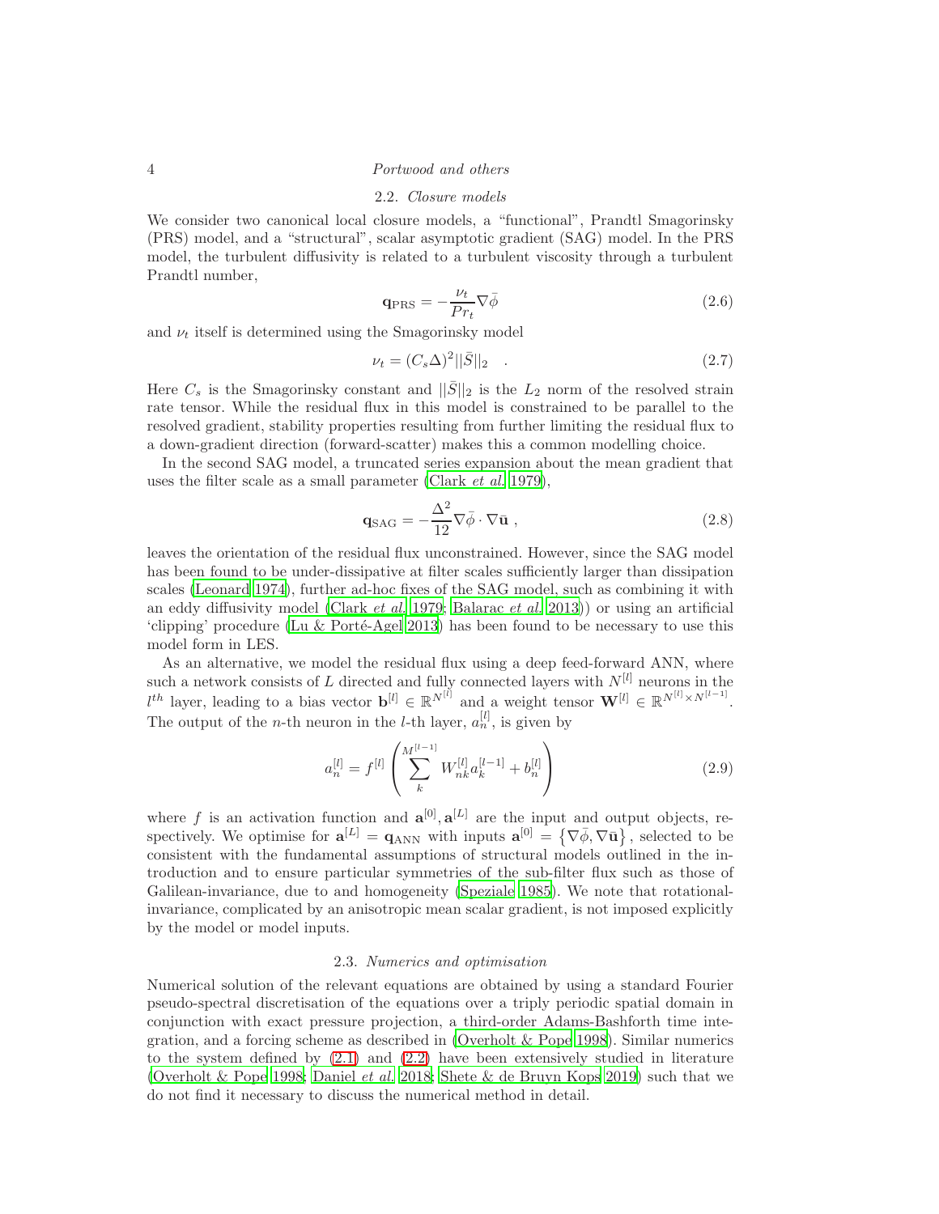### 2.2. *Closure models*

We consider two canonical local closure models, a "functional", Prandtl Smagorinsky (PRS) model, and a "structural", scalar asymptotic gradient (SAG) model. In the PRS model, the turbulent diffusivity is related to a turbulent viscosity through a turbulent Prandtl number,

$$\mathbf{q}_{\mathrm{PRS}} = -\frac{\nu_t}{Pr_t}\nabla\bar{\phi} \tag{2.6}$$

and $\nu_t$ itself is determined using the Smagorinsky model

$$\nu_t = (C_s\Delta)^2||\bar{S}||_2 \quad . \tag{2.7}$$

Here $C_s$ is the Smagorinsky constant and $||\bar{S}||_2$ is the $L_2$ norm of the resolved strain rate tensor. While the residual flux in this model is constrained to be parallel to the resolved gradient, stability properties resulting from further limiting the residual flux to a down-gradient direction (forward-scatter) makes this a common modelling choice.

In the second SAG model, a truncated series expansion about the mean gradient that uses the filter scale as a small parameter (Clark *et al.* 1979),

$$\mathbf{q}_{\mathrm{SAG}} = -\frac{\Delta^2}{12}\nabla\bar{\phi}\cdot\nabla\bar{\mathbf{u}} \ , \tag{2.8}$$

leaves the orientation of the residual flux unconstrained. However, since the SAG model has been found to be under-dissipative at filter scales sufficiently larger than dissipation scales (Leonard 1974), further ad-hoc fixes of the SAG model, such as combining it with an eddy diffusivity model (Clark *et al.* 1979; Balarac *et al.* 2013)) or using an artificial 'clipping' procedure (Lu & Porté-Agel 2013) has been found to be necessary to use this model form in LES.

As an alternative, we model the residual flux using a deep feed-forward ANN, where such a network consists of $L$ directed and fully connected layers with $N^{[l]}$ neurons in the $l^{th}$ layer, leading to a bias vector $\mathbf{b}^{[l]} \in \mathbb{R}^{N^{[l]}}$ and a weight tensor $\mathbf{W}^{[l]} \in \mathbb{R}^{N^{[l]}\times N^{[l-1]}}$. The output of the $n$-th neuron in the $l$-th layer, $a_n^{[l]}$, is given by

$$a_n^{[l]} = f^{[l]}\left(\sum_k^{M^{[l-1]}} W_{nk}^{[l]}a_k^{[l-1]} + b_n^{[l]}\right) \tag{2.9}$$

where $f$ is an activation function and $\mathbf{a}^{[0]}, \mathbf{a}^{[L]}$ are the input and output objects, respectively. We optimise for $\mathbf{a}^{[L]} = \mathbf{q}_{\mathrm{ANN}}$ with inputs $\mathbf{a}^{[0]} = \left\{\nabla\bar{\phi}, \nabla\bar{\mathbf{u}}\right\}$, selected to be consistent with the fundamental assumptions of structural models outlined in the introduction and to ensure particular symmetries of the sub-filter flux such as those of Galilean-invariance, due to and homogeneity (Speziale 1985). We note that rotational-invariance, complicated by an anisotropic mean scalar gradient, is not imposed explicitly by the model or model inputs.

### 2.3. *Numerics and optimisation*

Numerical solution of the relevant equations are obtained by using a standard Fourier pseudo-spectral discretisation of the equations over a triply periodic spatial domain in conjunction with exact pressure projection, a third-order Adams-Bashforth time integration, and a forcing scheme as described in (Overholt & Pope 1998). Similar numerics to the system defined by (2.1) and (2.2) have been extensively studied in literature (Overholt & Pope 1998; Daniel *et al.* 2018; Shete & de Bruyn Kops 2019) such that we do not find it necessary to discuss the numerical method in detail.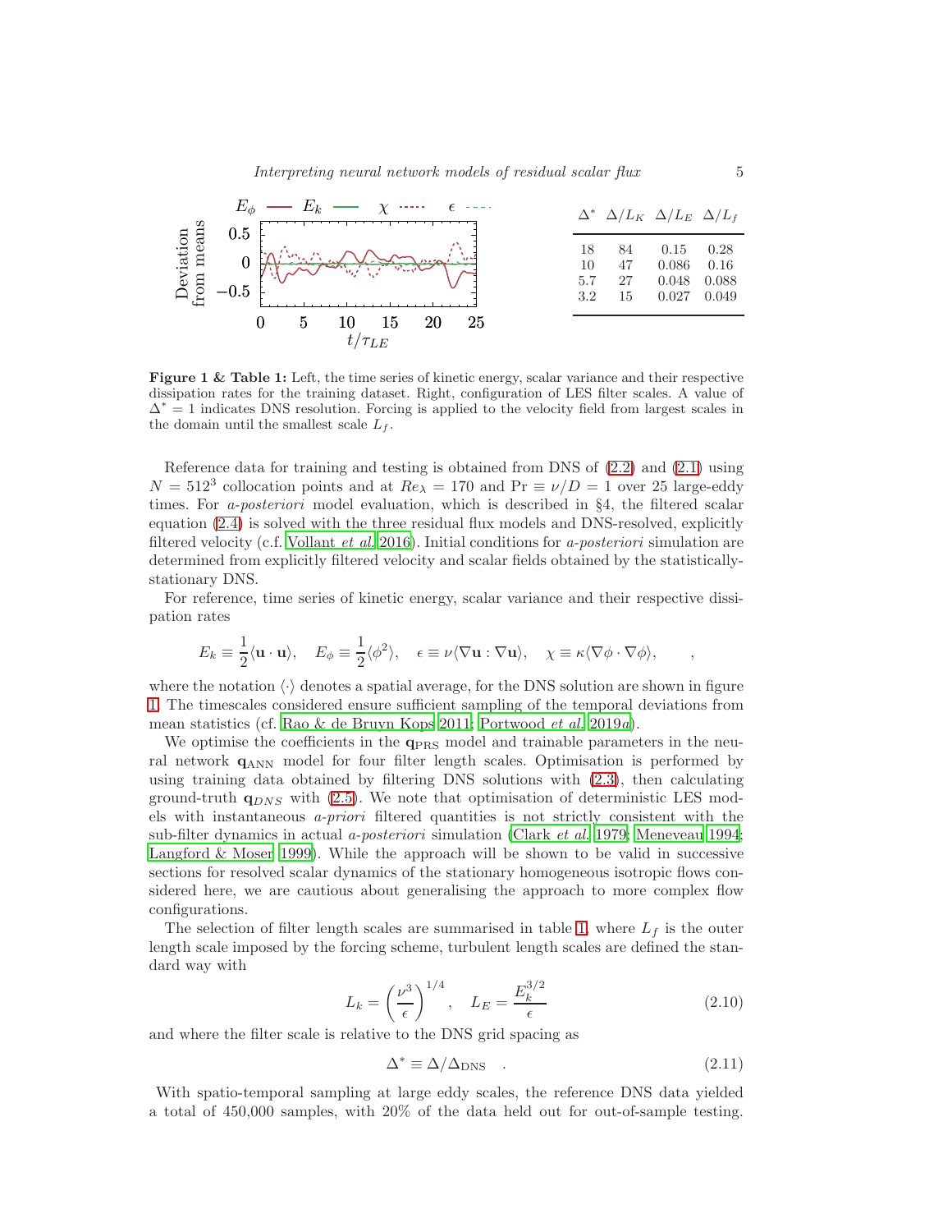| $\Delta^*$ | $\Delta/L_K$ | $\Delta/L_E$ | $\Delta/L_f$ |
|---|---|---|---|
| 18 | 84 | 0.15 | 0.28 |
| 10 | 47 | 0.086 | 0.16 |
| 5.7 | 27 | 0.048 | 0.088 |
| 3.2 | 15 | 0.027 | 0.049 |

**Figure 1 & Table 1:** Left, the time series of kinetic energy, scalar variance and their respective dissipation rates for the training dataset. Right, configuration of LES filter scales. A value of $\Delta^* = 1$ indicates DNS resolution. Forcing is applied to the velocity field from largest scales in the domain until the smallest scale $L_f$.

Reference data for training and testing is obtained from DNS of (2.2) and (2.1) using $N = 512^3$ collocation points and at $Re_\lambda = 170$ and $\mathrm{Pr} \equiv \nu/D = 1$ over 25 large-eddy times. For *a-posteriori* model evaluation, which is described in §4, the filtered scalar equation (2.4) is solved with the three residual flux models and DNS-resolved, explicitly filtered velocity (c.f. Vollant *et al.* 2016). Initial conditions for *a-posteriori* simulation are determined from explicitly filtered velocity and scalar fields obtained by the statistically-stationary DNS.

For reference, time series of kinetic energy, scalar variance and their respective dissipation rates

$$E_k \equiv \frac{1}{2}\langle \mathbf{u} \cdot \mathbf{u} \rangle, \quad E_\phi \equiv \frac{1}{2}\langle \phi^2 \rangle, \quad \epsilon \equiv \nu \langle \nabla \mathbf{u} : \nabla \mathbf{u} \rangle, \quad \chi \equiv \kappa \langle \nabla \phi \cdot \nabla \phi \rangle, \qquad ,$$

where the notation $\langle \cdot \rangle$ denotes a spatial average, for the DNS solution are shown in figure 1. The timescales considered ensure sufficient sampling of the temporal deviations from mean statistics (cf. Rao & de Bruyn Kops 2011; Portwood *et al.* 2019*a*).

We optimise the coefficients in the $\mathbf{q}_{\mathrm{PRS}}$ model and trainable parameters in the neural network $\mathbf{q}_{\mathrm{ANN}}$ model for four filter length scales. Optimisation is performed by using training data obtained by filtering DNS solutions with (2.3), then calculating ground-truth $\mathbf{q}_{DNS}$ with (2.5). We note that optimisation of deterministic LES models with instantaneous *a-priori* filtered quantities is not strictly consistent with the sub-filter dynamics in actual *a-posteriori* simulation (Clark *et al.* 1979; Meneveau 1994; Langford & Moser 1999). While the approach will be shown to be valid in successive sections for resolved scalar dynamics of the stationary homogeneous isotropic flows considered here, we are cautious about generalising the approach to more complex flow configurations.

The selection of filter length scales are summarised in table 1, where $L_f$ is the outer length scale imposed by the forcing scheme, turbulent length scales are defined the standard way with

$$L_k = \left(\frac{\nu^3}{\epsilon}\right)^{1/4}, \quad L_E = \frac{E_k^{3/2}}{\epsilon} \tag{2.10}$$

and where the filter scale is relative to the DNS grid spacing as

$$\Delta^* \equiv \Delta/\Delta_{\mathrm{DNS}} \quad . \tag{2.11}$$

With spatio-temporal sampling at large eddy scales, the reference DNS data yielded a total of 450,000 samples, with 20% of the data held out for out-of-sample testing.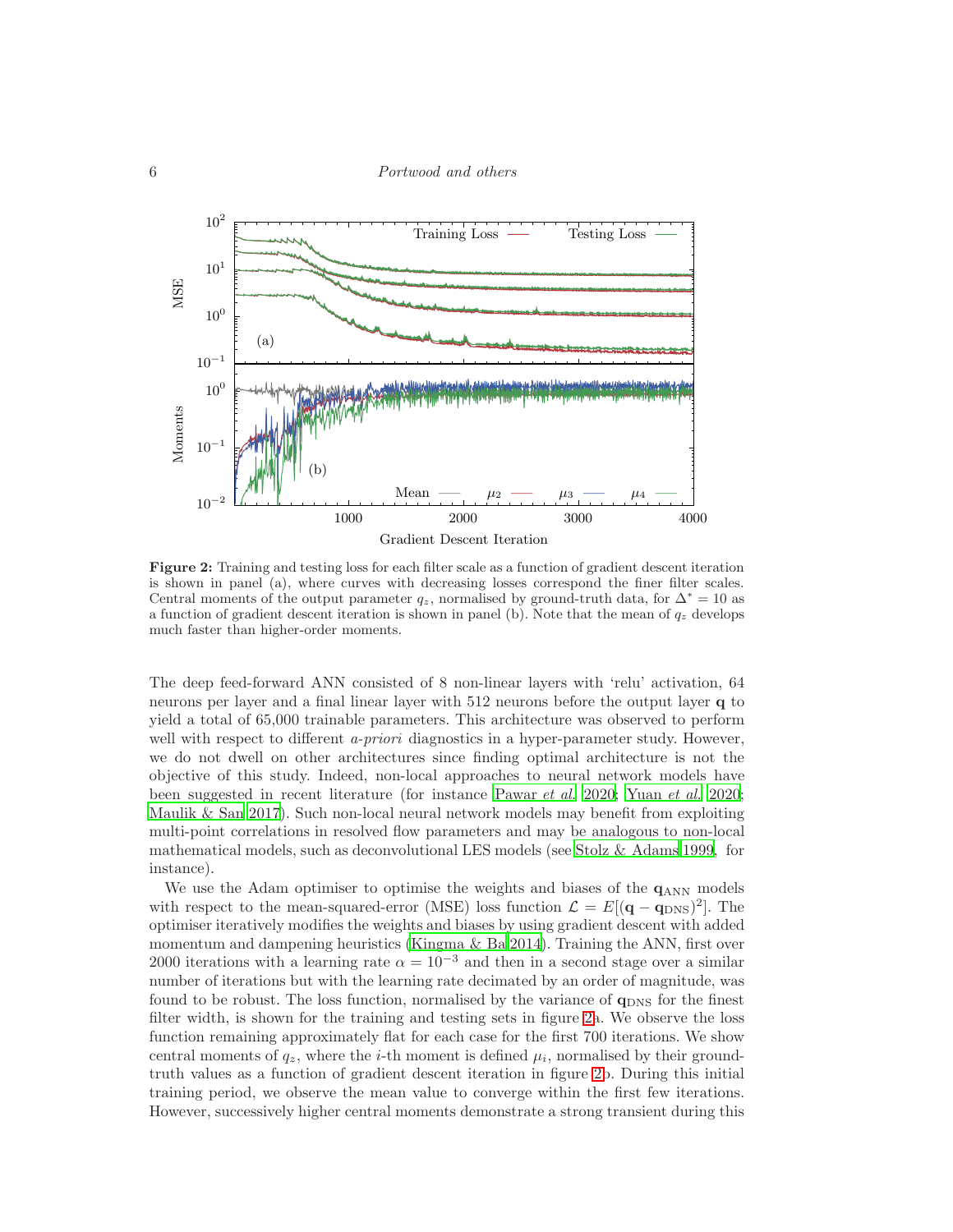**Figure 2:** Training and testing loss for each filter scale as a function of gradient descent iteration is shown in panel (a), where curves with decreasing losses correspond the finer filter scales. Central moments of the output parameter $q_z$, normalised by ground-truth data, for $\Delta^* = 10$ as a function of gradient descent iteration is shown in panel (b). Note that the mean of $q_z$ develops much faster than higher-order moments.

The deep feed-forward ANN consisted of 8 non-linear layers with 'relu' activation, 64 neurons per layer and a final linear layer with 512 neurons before the output layer $\mathbf{q}$ to yield a total of 65,000 trainable parameters. This architecture was observed to perform well with respect to different *a-priori* diagnostics in a hyper-parameter study. However, we do not dwell on other architectures since finding optimal architecture is not the objective of this study. Indeed, non-local approaches to neural network models have been suggested in recent literature (for instance Pawar *et al.* 2020; Yuan *et al.* 2020; Maulik & San 2017). Such non-local neural network models may benefit from exploiting multi-point correlations in resolved flow parameters and may be analogous to non-local mathematical models, such as deconvolutional LES models (see Stolz & Adams 1999, for instance).

We use the Adam optimiser to optimise the weights and biases of the $\mathbf{q}_{\mathrm{ANN}}$ models with respect to the mean-squared-error (MSE) loss function $\mathcal{L} = E[(\mathbf{q} - \mathbf{q}_{\mathrm{DNS}})^2]$. The optimiser iteratively modifies the weights and biases by using gradient descent with added momentum and dampening heuristics (Kingma & Ba 2014). Training the ANN, first over 2000 iterations with a learning rate $\alpha = 10^{-3}$ and then in a second stage over a similar number of iterations but with the learning rate decimated by an order of magnitude, was found to be robust. The loss function, normalised by the variance of $\mathbf{q}_{\mathrm{DNS}}$ for the finest filter width, is shown for the training and testing sets in figure 2a. We observe the loss function remaining approximately flat for each case for the first 700 iterations. We show central moments of $q_z$, where the $i$-th moment is defined $\mu_i$, normalised by their ground-truth values as a function of gradient descent iteration in figure 2b. During this initial training period, we observe the mean value to converge within the first few iterations. However, successively higher central moments demonstrate a strong transient during this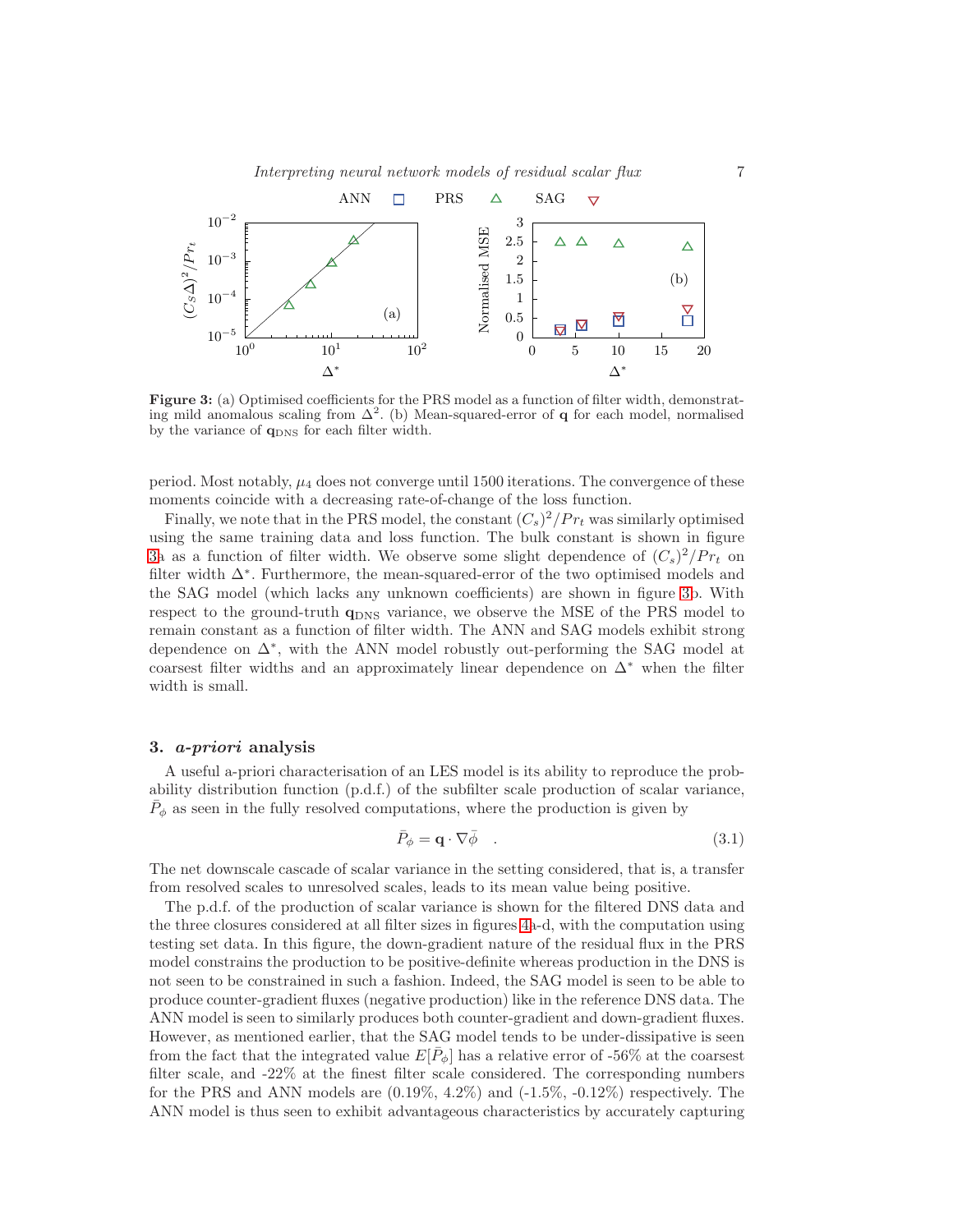Figure 3: (a) Optimised coefficients for the PRS model as a function of filter width, demonstrating mild anomalous scaling from $\Delta^2$. (b) Mean-squared-error of $\mathbf{q}$ for each model, normalised by the variance of $\mathbf{q}_{\mathrm{DNS}}$ for each filter width.

period. Most notably, $\mu_4$ does not converge until 1500 iterations. The convergence of these moments coincide with a decreasing rate-of-change of the loss function.

Finally, we note that in the PRS model, the constant $(C_s)^2/Pr_t$ was similarly optimised using the same training data and loss function. The bulk constant is shown in figure 3a as a function of filter width. We observe some slight dependence of $(C_s)^2/Pr_t$ on filter width $\Delta^*$. Furthermore, the mean-squared-error of the two optimised models and the SAG model (which lacks any unknown coefficients) are shown in figure 3b. With respect to the ground-truth $\mathbf{q}_{\mathrm{DNS}}$ variance, we observe the MSE of the PRS model to remain constant as a function of filter width. The ANN and SAG models exhibit strong dependence on $\Delta^*$, with the ANN model robustly out-performing the SAG model at coarsest filter widths and an approximately linear dependence on $\Delta^*$ when the filter width is small.

## 3. *a-priori* analysis

A useful a-priori characterisation of an LES model is its ability to reproduce the probability distribution function (p.d.f.) of the subfilter scale production of scalar variance, $\bar{P}_\phi$ as seen in the fully resolved computations, where the production is given by

$$\bar{P}_\phi = \mathbf{q} \cdot \nabla\bar{\phi} \quad . \tag{3.1}$$

The net downscale cascade of scalar variance in the setting considered, that is, a transfer from resolved scales to unresolved scales, leads to its mean value being positive.

The p.d.f. of the production of scalar variance is shown for the filtered DNS data and the three closures considered at all filter sizes in figures 4a-d, with the computation using testing set data. In this figure, the down-gradient nature of the residual flux in the PRS model constrains the production to be positive-definite whereas production in the DNS is not seen to be constrained in such a fashion. Indeed, the SAG model is seen to be able to produce counter-gradient fluxes (negative production) like in the reference DNS data. The ANN model is seen to similarly produces both counter-gradient and down-gradient fluxes. However, as mentioned earlier, that the SAG model tends to be under-dissipative is seen from the fact that the integrated value $E[\bar{P}_\phi]$ has a relative error of -56% at the coarsest filter scale, and -22% at the finest filter scale considered. The corresponding numbers for the PRS and ANN models are (0.19%, 4.2%) and (-1.5%, -0.12%) respectively. The ANN model is thus seen to exhibit advantageous characteristics by accurately capturing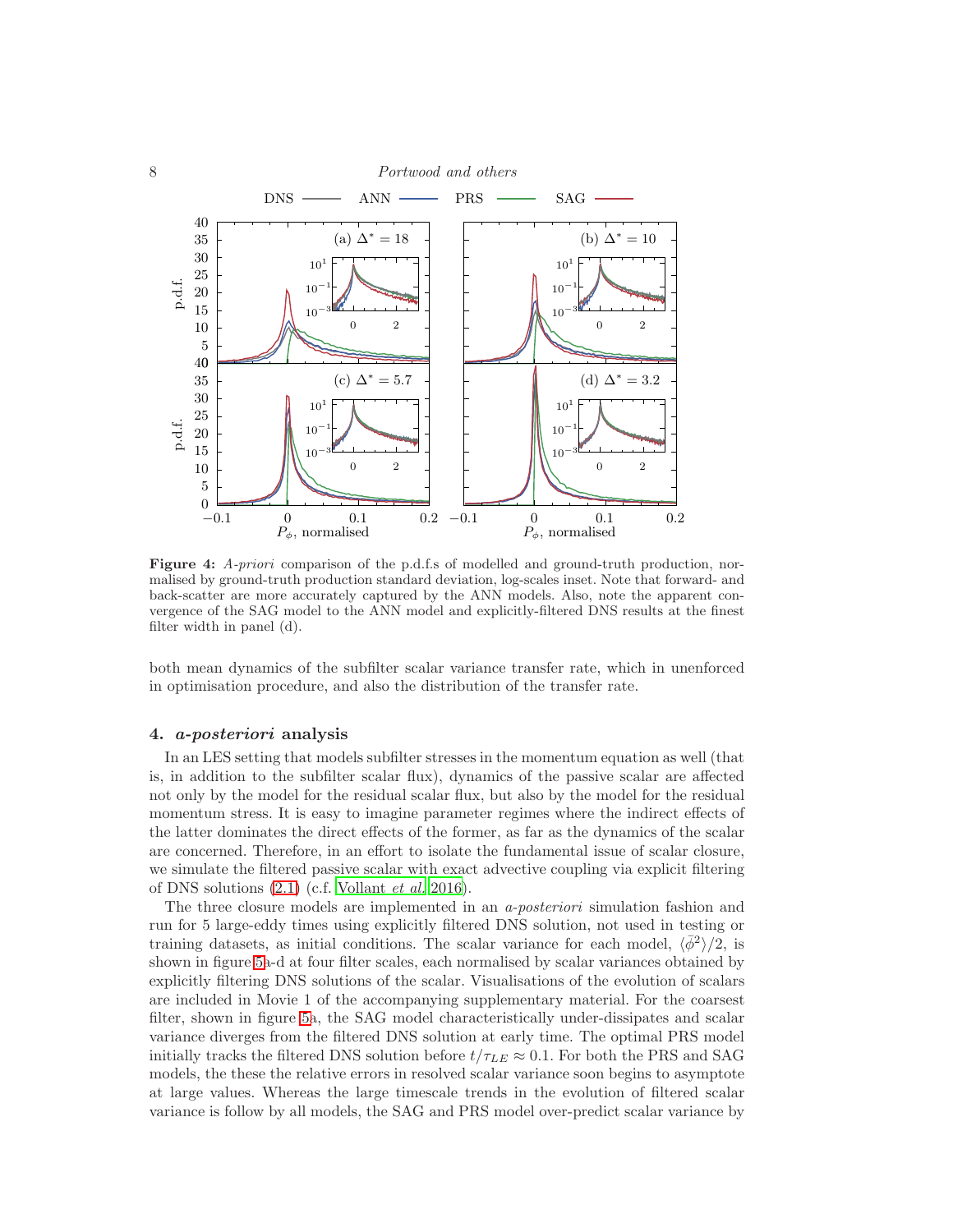**Figure 4:** *A-priori* comparison of the p.d.f.s of modelled and ground-truth production, normalised by ground-truth production standard deviation, log-scales inset. Note that forward- and back-scatter are more accurately captured by the ANN models. Also, note the apparent convergence of the SAG model to the ANN model and explicitly-filtered DNS results at the finest filter width in panel (d).

both mean dynamics of the subfilter scalar variance transfer rate, which in unenforced in optimisation procedure, and also the distribution of the transfer rate.

## 4. *a-posteriori* analysis

In an LES setting that models subfilter stresses in the momentum equation as well (that is, in addition to the subfilter scalar flux), dynamics of the passive scalar are affected not only by the model for the residual scalar flux, but also by the model for the residual momentum stress. It is easy to imagine parameter regimes where the indirect effects of the latter dominates the direct effects of the former, as far as the dynamics of the scalar are concerned. Therefore, in an effort to isolate the fundamental issue of scalar closure, we simulate the filtered passive scalar with exact advective coupling via explicit filtering of DNS solutions (2.1) (c.f. Vollant *et al.* 2016).

The three closure models are implemented in an *a-posteriori* simulation fashion and run for 5 large-eddy times using explicitly filtered DNS solution, not used in testing or training datasets, as initial conditions. The scalar variance for each model, $\langle\bar{\phi}^2\rangle/2$, is shown in figure 5a-d at four filter scales, each normalised by scalar variances obtained by explicitly filtering DNS solutions of the scalar. Visualisations of the evolution of scalars are included in Movie 1 of the accompanying supplementary material. For the coarsest filter, shown in figure 5a, the SAG model characteristically under-dissipates and scalar variance diverges from the filtered DNS solution at early time. The optimal PRS model initially tracks the filtered DNS solution before $t/\tau_{LE} \approx 0.1$. For both the PRS and SAG models, the these the relative errors in resolved scalar variance soon begins to asymptote at large values. Whereas the large timescale trends in the evolution of filtered scalar variance is follow by all models, the SAG and PRS model over-predict scalar variance by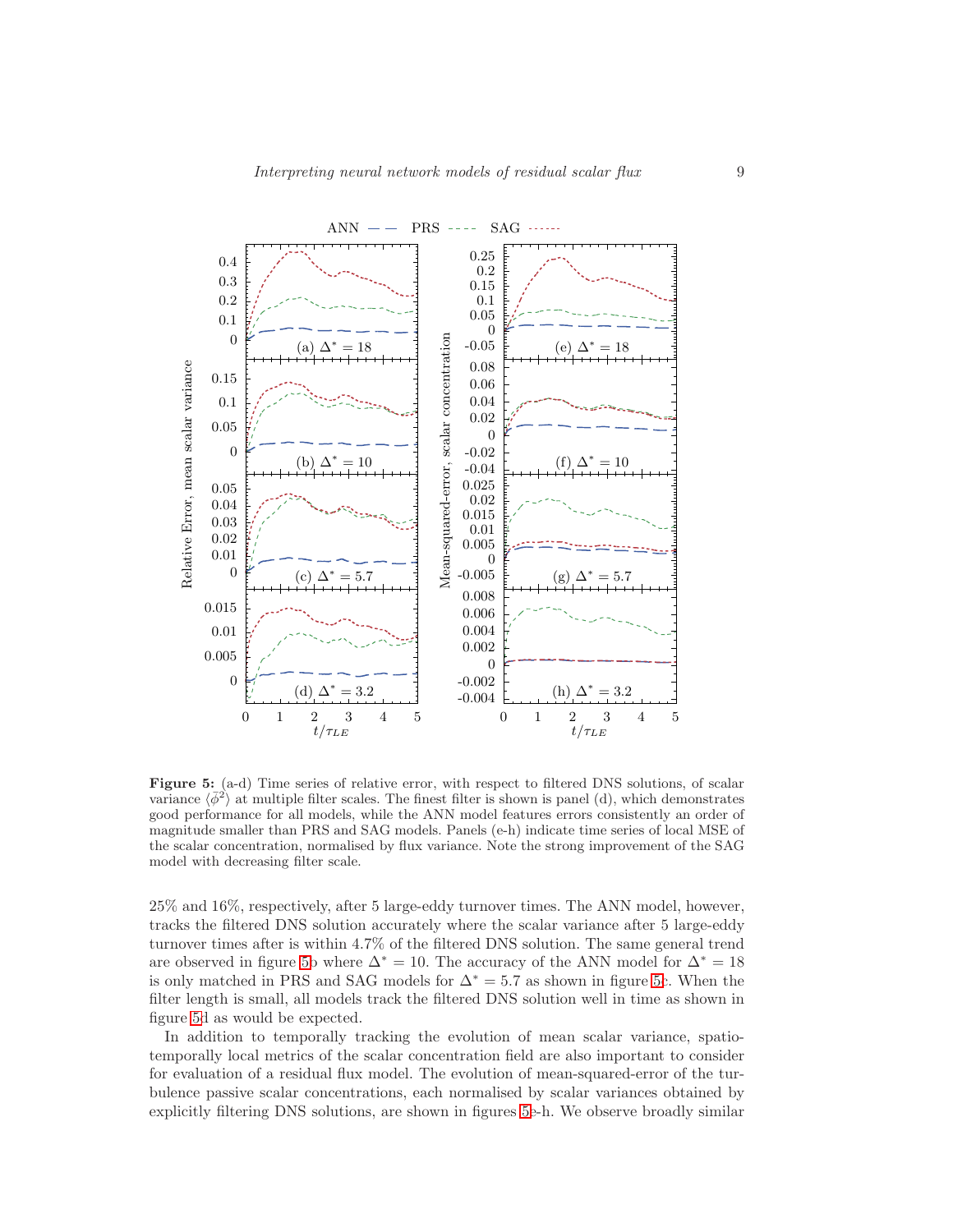**Figure 5:** (a-d) Time series of relative error, with respect to filtered DNS solutions, of scalar variance $\langle \bar{\phi}^2 \rangle$ at multiple filter scales. The finest filter is shown is panel (d), which demonstrates good performance for all models, while the ANN model features errors consistently an order of magnitude smaller than PRS and SAG models. Panels (e-h) indicate time series of local MSE of the scalar concentration, normalised by flux variance. Note the strong improvement of the SAG model with decreasing filter scale.

25% and 16%, respectively, after 5 large-eddy turnover times. The ANN model, however, tracks the filtered DNS solution accurately where the scalar variance after 5 large-eddy turnover times after is within 4.7% of the filtered DNS solution. The same general trend are observed in figure 5b where $\Delta^* = 10$. The accuracy of the ANN model for $\Delta^* = 18$ is only matched in PRS and SAG models for $\Delta^* = 5.7$ as shown in figure 5c. When the filter length is small, all models track the filtered DNS solution well in time as shown in figure 5d as would be expected.

In addition to temporally tracking the evolution of mean scalar variance, spatio-temporally local metrics of the scalar concentration field are also important to consider for evaluation of a residual flux model. The evolution of mean-squared-error of the turbulence passive scalar concentrations, each normalised by scalar variances obtained by explicitly filtering DNS solutions, are shown in figures 5e-h. We observe broadly similar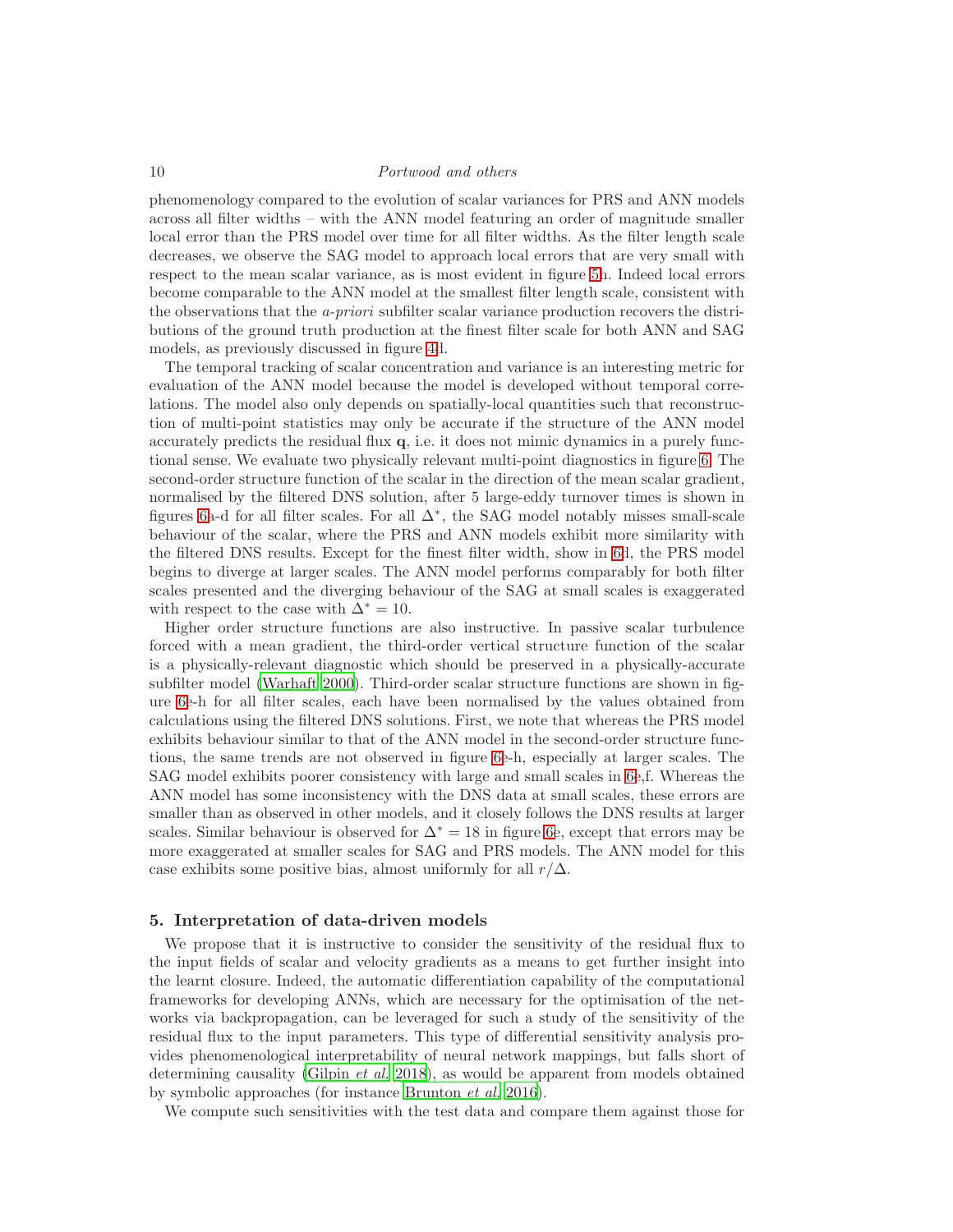phenomenology compared to the evolution of scalar variances for PRS and ANN models across all filter widths – with the ANN model featuring an order of magnitude smaller local error than the PRS model over time for all filter widths. As the filter length scale decreases, we observe the SAG model to approach local errors that are very small with respect to the mean scalar variance, as is most evident in figure 5h. Indeed local errors become comparable to the ANN model at the smallest filter length scale, consistent with the observations that the *a-priori* subfilter scalar variance production recovers the distributions of the ground truth production at the finest filter scale for both ANN and SAG models, as previously discussed in figure 4d.

The temporal tracking of scalar concentration and variance is an interesting metric for evaluation of the ANN model because the model is developed without temporal correlations. The model also only depends on spatially-local quantities such that reconstruction of multi-point statistics may only be accurate if the structure of the ANN model accurately predicts the residual flux $\mathbf{q}$, i.e. it does not mimic dynamics in a purely functional sense. We evaluate two physically relevant multi-point diagnostics in figure 6. The second-order structure function of the scalar in the direction of the mean scalar gradient, normalised by the filtered DNS solution, after 5 large-eddy turnover times is shown in figures 6a-d for all filter scales. For all $\Delta^*$, the SAG model notably misses small-scale behaviour of the scalar, where the PRS and ANN models exhibit more similarity with the filtered DNS results. Except for the finest filter width, show in 6d, the PRS model begins to diverge at larger scales. The ANN model performs comparably for both filter scales presented and the diverging behaviour of the SAG at small scales is exaggerated with respect to the case with $\Delta^* = 10$.

Higher order structure functions are also instructive. In passive scalar turbulence forced with a mean gradient, the third-order vertical structure function of the scalar is a physically-relevant diagnostic which should be preserved in a physically-accurate subfilter model (Warhaft 2000). Third-order scalar structure functions are shown in figure 6e-h for all filter scales, each have been normalised by the values obtained from calculations using the filtered DNS solutions. First, we note that whereas the PRS model exhibits behaviour similar to that of the ANN model in the second-order structure functions, the same trends are not observed in figure 6e-h, especially at larger scales. The SAG model exhibits poorer consistency with large and small scales in 6e,f. Whereas the ANN model has some inconsistency with the DNS data at small scales, these errors are smaller than as observed in other models, and it closely follows the DNS results at larger scales. Similar behaviour is observed for $\Delta^* = 18$ in figure 6e, except that errors may be more exaggerated at smaller scales for SAG and PRS models. The ANN model for this case exhibits some positive bias, almost uniformly for all $r/\Delta$.

## 5. Interpretation of data-driven models

We propose that it is instructive to consider the sensitivity of the residual flux to the input fields of scalar and velocity gradients as a means to get further insight into the learnt closure. Indeed, the automatic differentiation capability of the computational frameworks for developing ANNs, which are necessary for the optimisation of the networks via backpropagation, can be leveraged for such a study of the sensitivity of the residual flux to the input parameters. This type of differential sensitivity analysis provides phenomenological interpretability of neural network mappings, but falls short of determining causality (Gilpin *et al.* 2018), as would be apparent from models obtained by symbolic approaches (for instance Brunton *et al.* 2016).

We compute such sensitivities with the test data and compare them against those for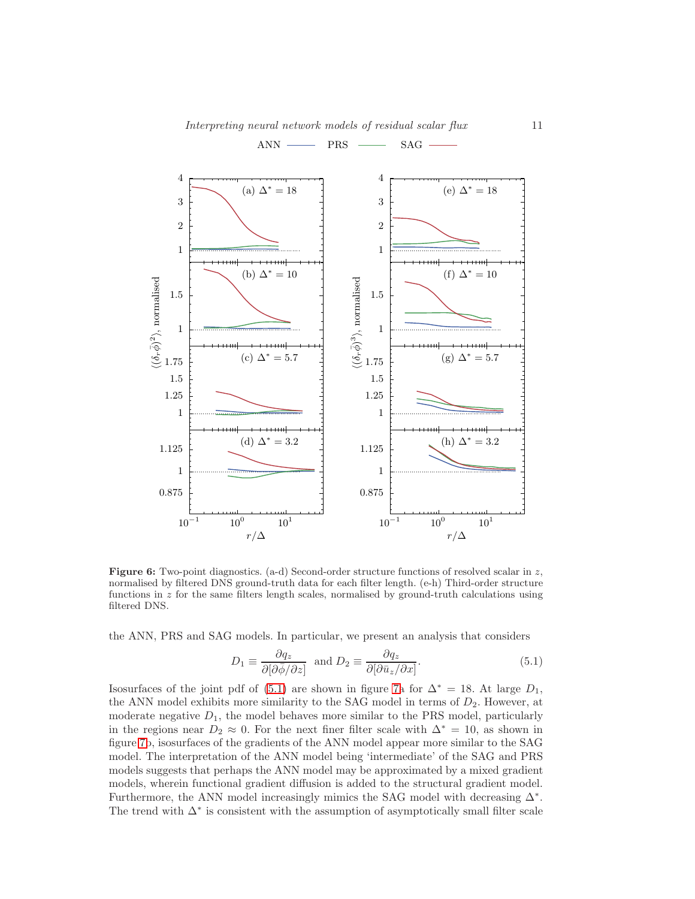**Figure 6:** Two-point diagnostics. (a-d) Second-order structure functions of resolved scalar in $z$, normalised by filtered DNS ground-truth data for each filter length. (e-h) Third-order structure functions in $z$ for the same filters length scales, normalised by ground-truth calculations using filtered DNS.

the ANN, PRS and SAG models. In particular, we present an analysis that considers

$$D_1 \equiv \frac{\partial q_z}{\partial[\partial\bar{\phi}/\partial z]} \text{ and } D_2 \equiv \frac{\partial q_z}{\partial[\partial\bar{u}_z/\partial x]}. \tag{5.1}$$

Isosurfaces of the joint pdf of (5.1) are shown in figure 7a for $\Delta^* = 18$. At large $D_1$, the ANN model exhibits more similarity to the SAG model in terms of $D_2$. However, at moderate negative $D_1$, the model behaves more similar to the PRS model, particularly in the regions near $D_2 \approx 0$. For the next finer filter scale with $\Delta^* = 10$, as shown in figure 7b, isosurfaces of the gradients of the ANN model appear more similar to the SAG model. The interpretation of the ANN model being 'intermediate' of the SAG and PRS models suggests that perhaps the ANN model may be approximated by a mixed gradient models, wherein functional gradient diffusion is added to the structural gradient model. Furthermore, the ANN model increasingly mimics the SAG model with decreasing $\Delta^*$. The trend with $\Delta^*$ is consistent with the assumption of asymptotically small filter scale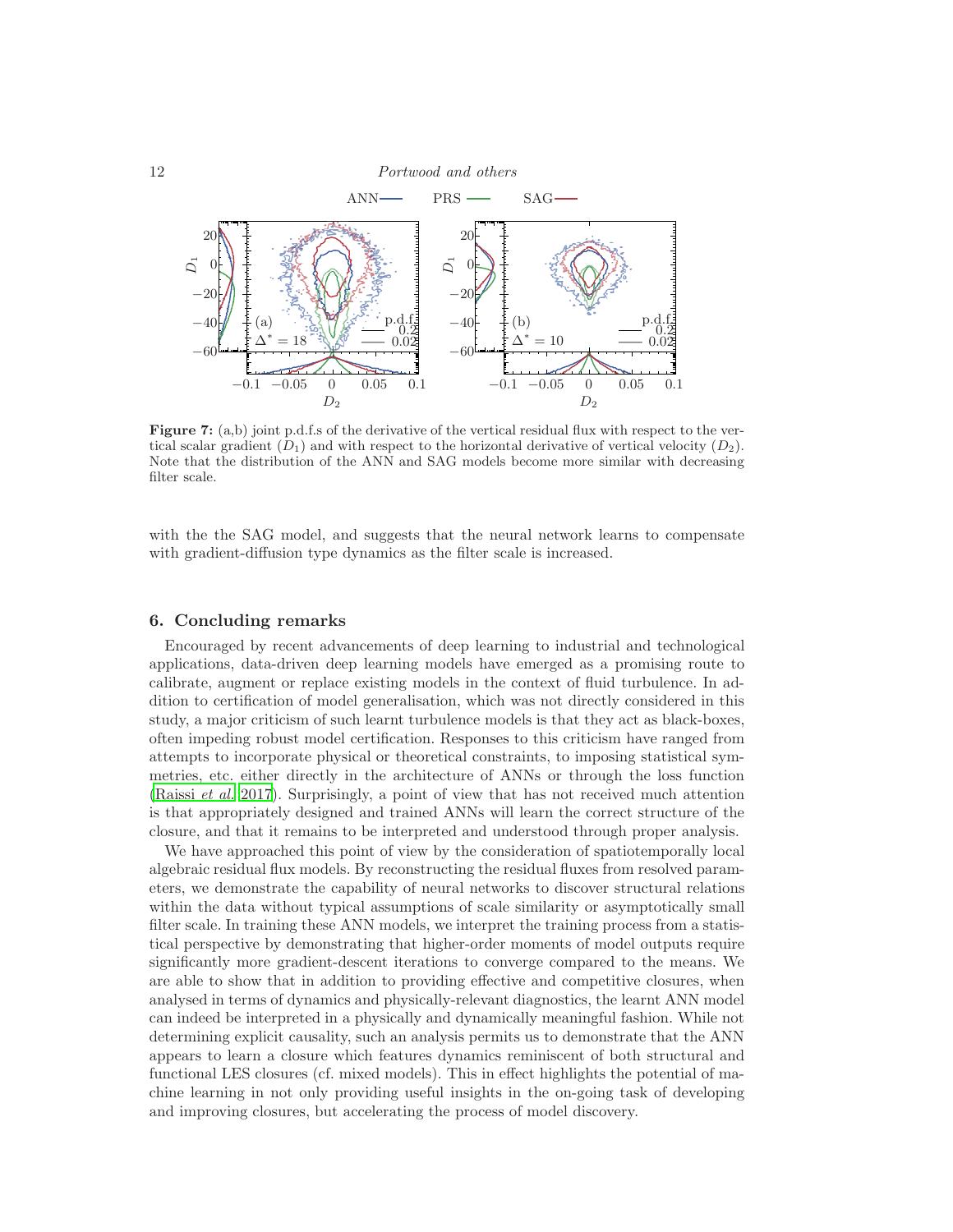**Figure 7:** (a,b) joint p.d.f.s of the derivative of the vertical residual flux with respect to the vertical scalar gradient ($D_1$) and with respect to the horizontal derivative of vertical velocity ($D_2$). Note that the distribution of the ANN and SAG models become more similar with decreasing filter scale.

with the the SAG model, and suggests that the neural network learns to compensate with gradient-diffusion type dynamics as the filter scale is increased.

## 6. Concluding remarks

Encouraged by recent advancements of deep learning to industrial and technological applications, data-driven deep learning models have emerged as a promising route to calibrate, augment or replace existing models in the context of fluid turbulence. In addition to certification of model generalisation, which was not directly considered in this study, a major criticism of such learnt turbulence models is that they act as black-boxes, often impeding robust model certification. Responses to this criticism have ranged from attempts to incorporate physical or theoretical constraints, to imposing statistical symmetries, etc. either directly in the architecture of ANNs or through the loss function (Raissi *et al.* 2017). Surprisingly, a point of view that has not received much attention is that appropriately designed and trained ANNs will learn the correct structure of the closure, and that it remains to be interpreted and understood through proper analysis.

We have approached this point of view by the consideration of spatiotemporally local algebraic residual flux models. By reconstructing the residual fluxes from resolved parameters, we demonstrate the capability of neural networks to discover structural relations within the data without typical assumptions of scale similarity or asymptotically small filter scale. In training these ANN models, we interpret the training process from a statistical perspective by demonstrating that higher-order moments of model outputs require significantly more gradient-descent iterations to converge compared to the means. We are able to show that in addition to providing effective and competitive closures, when analysed in terms of dynamics and physically-relevant diagnostics, the learnt ANN model can indeed be interpreted in a physically and dynamically meaningful fashion. While not determining explicit causality, such an analysis permits us to demonstrate that the ANN appears to learn a closure which features dynamics reminiscent of both structural and functional LES closures (cf. mixed models). This in effect highlights the potential of machine learning in not only providing useful insights in the on-going task of developing and improving closures, but accelerating the process of model discovery.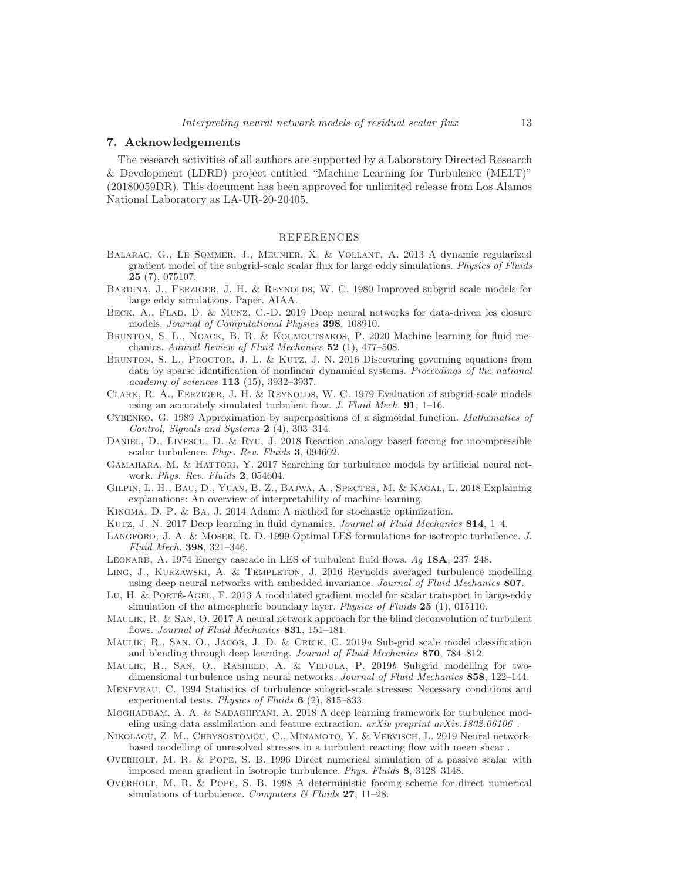## 7. Acknowledgements

The research activities of all authors are supported by a Laboratory Directed Research & Development (LDRD) project entitled "Machine Learning for Turbulence (MELT)" (20180059DR). This document has been approved for unlimited release from Los Alamos National Laboratory as LA-UR-20-20405.

### REFERENCES

Balarac, G., Le Sommer, J., Meunier, X. & Vollant, A. 2013 A dynamic regularized gradient model of the subgrid-scale scalar flux for large eddy simulations. *Physics of Fluids* **25** (7), 075107.

Bardina, J., Ferziger, J. H. & Reynolds, W. C. 1980 Improved subgrid scale models for large eddy simulations. Paper. AIAA.

Beck, A., Flad, D. & Munz, C.-D. 2019 Deep neural networks for data-driven les closure models. *Journal of Computational Physics* **398**, 108910.

Brunton, S. L., Noack, B. R. & Koumoutsakos, P. 2020 Machine learning for fluid mechanics. *Annual Review of Fluid Mechanics* **52** (1), 477–508.

Brunton, S. L., Proctor, J. L. & Kutz, J. N. 2016 Discovering governing equations from data by sparse identification of nonlinear dynamical systems. *Proceedings of the national academy of sciences* **113** (15), 3932–3937.

Clark, R. A., Ferziger, J. H. & Reynolds, W. C. 1979 Evaluation of subgrid-scale models using an accurately simulated turbulent flow. *J. Fluid Mech.* **91**, 1–16.

Cybenko, G. 1989 Approximation by superpositions of a sigmoidal function. *Mathematics of Control, Signals and Systems* **2** (4), 303–314.

Daniel, D., Livescu, D. & Ryu, J. 2018 Reaction analogy based forcing for incompressible scalar turbulence. *Phys. Rev. Fluids* **3**, 094602.

Gamahara, M. & Hattori, Y. 2017 Searching for turbulence models by artificial neural network. *Phys. Rev. Fluids* **2**, 054604.

Gilpin, L. H., Bau, D., Yuan, B. Z., Bajwa, A., Specter, M. & Kagal, L. 2018 Explaining explanations: An overview of interpretability of machine learning.

Kingma, D. P. & Ba, J. 2014 Adam: A method for stochastic optimization.

Kutz, J. N. 2017 Deep learning in fluid dynamics. *Journal of Fluid Mechanics* **814**, 1–4.

Langford, J. A. & Moser, R. D. 1999 Optimal LES formulations for isotropic turbulence. *J. Fluid Mech.* **398**, 321–346.

Leonard, A. 1974 Energy cascade in LES of turbulent fluid flows. *Ag* **18A**, 237–248.

Ling, J., Kurzawski, A. & Templeton, J. 2016 Reynolds averaged turbulence modelling using deep neural networks with embedded invariance. *Journal of Fluid Mechanics* **807**.

Lu, H. & Porté-Agel, F. 2013 A modulated gradient model for scalar transport in large-eddy simulation of the atmospheric boundary layer. *Physics of Fluids* **25** (1), 015110.

Maulik, R. & San, O. 2017 A neural network approach for the blind deconvolution of turbulent flows. *Journal of Fluid Mechanics* **831**, 151–181.

Maulik, R., San, O., Jacob, J. D. & Crick, C. 2019*a* Sub-grid scale model classification and blending through deep learning. *Journal of Fluid Mechanics* **870**, 784–812.

Maulik, R., San, O., Rasheed, A. & Vedula, P. 2019*b* Subgrid modelling for two-dimensional turbulence using neural networks. *Journal of Fluid Mechanics* **858**, 122–144.

Meneveau, C. 1994 Statistics of turbulence subgrid-scale stresses: Necessary conditions and experimental tests. *Physics of Fluids* **6** (2), 815–833.

Moghaddam, A. A. & Sadaghiyani, A. 2018 A deep learning framework for turbulence modeling using data assimilation and feature extraction. *arXiv preprint arXiv:1802.06106* .

Nikolaou, Z. M., Chrysostomou, C., Minamoto, Y. & Vervisch, L. 2019 Neural network-based modelling of unresolved stresses in a turbulent reacting flow with mean shear .

Overholt, M. R. & Pope, S. B. 1996 Direct numerical simulation of a passive scalar with imposed mean gradient in isotropic turbulence. *Phys. Fluids* **8**, 3128–3148.

Overholt, M. R. & Pope, S. B. 1998 A deterministic forcing scheme for direct numerical simulations of turbulence. *Computers & Fluids* **27**, 11–28.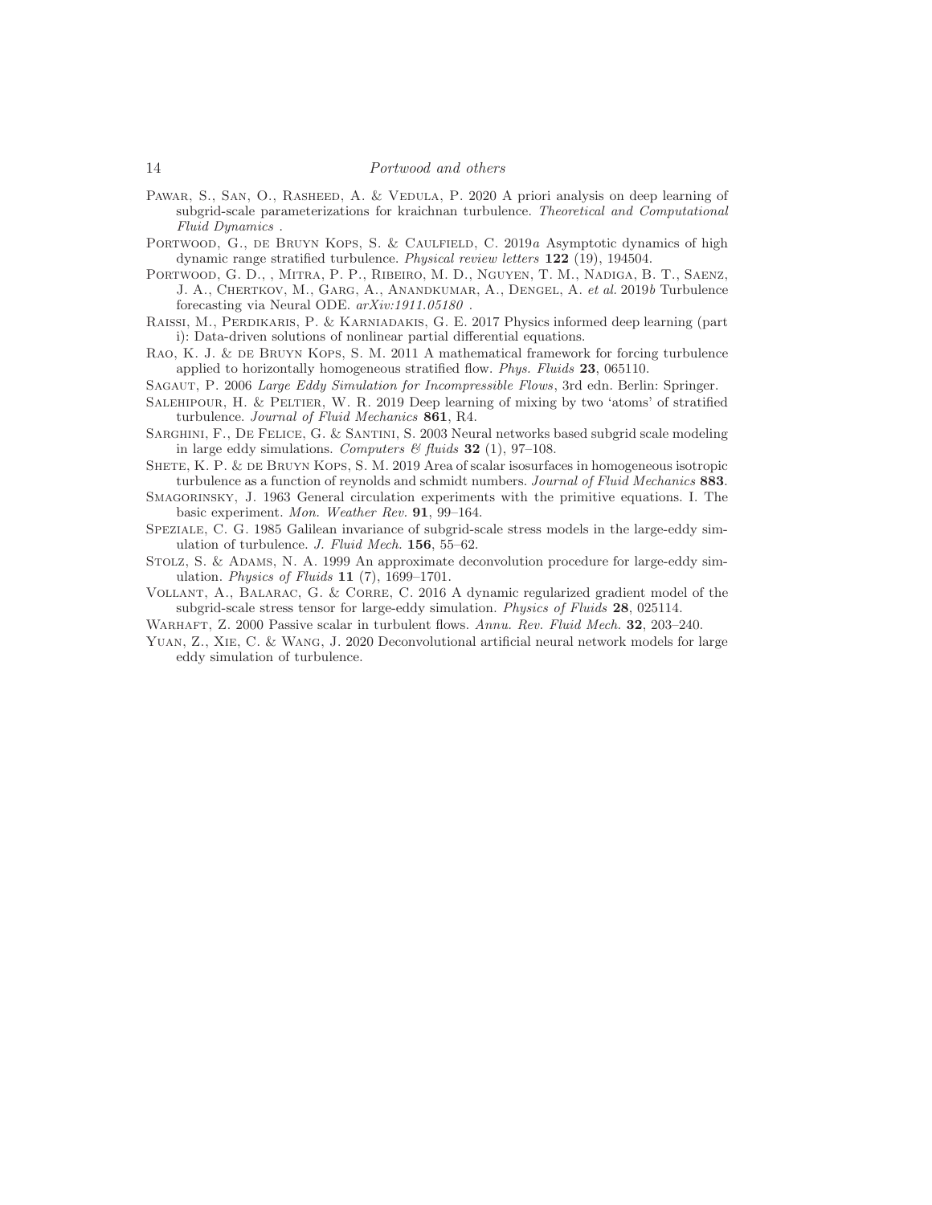Pawar, S., San, O., Rasheed, A. & Vedula, P. 2020 A priori analysis on deep learning of subgrid-scale parameterizations for kraichnan turbulence. *Theoretical and Computational Fluid Dynamics* .

Portwood, G., de Bruyn Kops, S. & Caulfield, C. 2019*a* Asymptotic dynamics of high dynamic range stratified turbulence. *Physical review letters* **122** (19), 194504.

Portwood, G. D., , Mitra, P. P., Ribeiro, M. D., Nguyen, T. M., Nadiga, B. T., Saenz, J. A., Chertkov, M., Garg, A., Anandkumar, A., Dengel, A. *et al.* 2019*b* Turbulence forecasting via Neural ODE. *arXiv:1911.05180* .

Raissi, M., Perdikaris, P. & Karniadakis, G. E. 2017 Physics informed deep learning (part i): Data-driven solutions of nonlinear partial differential equations.

Rao, K. J. & de Bruyn Kops, S. M. 2011 A mathematical framework for forcing turbulence applied to horizontally homogeneous stratified flow. *Phys. Fluids* **23**, 065110.

Sagaut, P. 2006 *Large Eddy Simulation for Incompressible Flows*, 3rd edn. Berlin: Springer.

Salehipour, H. & Peltier, W. R. 2019 Deep learning of mixing by two 'atoms' of stratified turbulence. *Journal of Fluid Mechanics* **861**, R4.

Sarghini, F., De Felice, G. & Santini, S. 2003 Neural networks based subgrid scale modeling in large eddy simulations. *Computers & fluids* **32** (1), 97–108.

Shete, K. P. & de Bruyn Kops, S. M. 2019 Area of scalar isosurfaces in homogeneous isotropic turbulence as a function of reynolds and schmidt numbers. *Journal of Fluid Mechanics* **883**.

Smagorinsky, J. 1963 General circulation experiments with the primitive equations. I. The basic experiment. *Mon. Weather Rev.* **91**, 99–164.

Speziale, C. G. 1985 Galilean invariance of subgrid-scale stress models in the large-eddy simulation of turbulence. *J. Fluid Mech.* **156**, 55–62.

Stolz, S. & Adams, N. A. 1999 An approximate deconvolution procedure for large-eddy simulation. *Physics of Fluids* **11** (7), 1699–1701.

Vollant, A., Balarac, G. & Corre, C. 2016 A dynamic regularized gradient model of the subgrid-scale stress tensor for large-eddy simulation. *Physics of Fluids* **28**, 025114.

Warhaft, Z. 2000 Passive scalar in turbulent flows. *Annu. Rev. Fluid Mech.* **32**, 203–240.

Yuan, Z., Xie, C. & Wang, J. 2020 Deconvolutional artificial neural network models for large eddy simulation of turbulence.